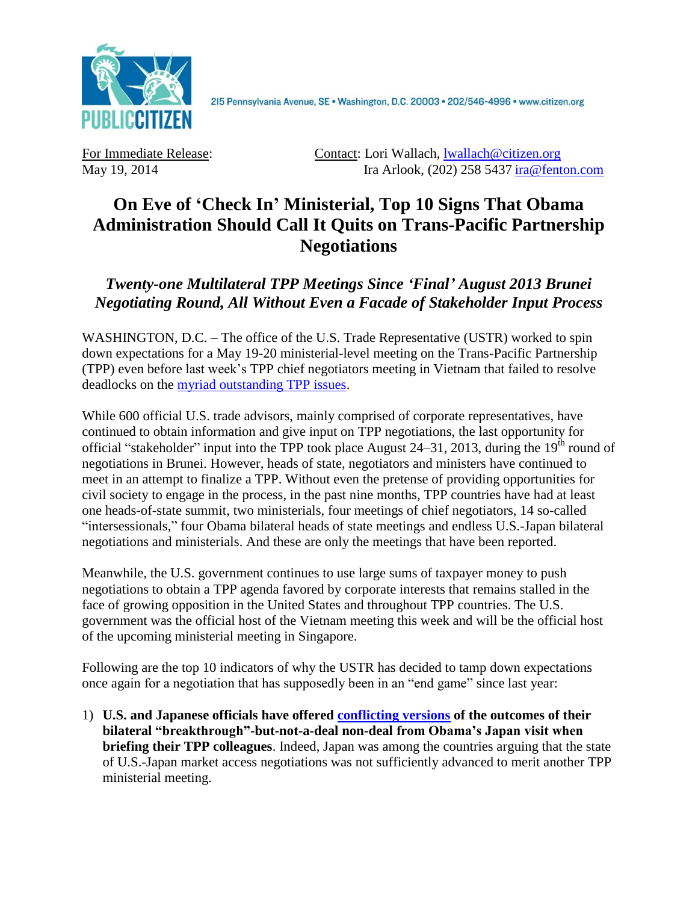PUBLIC CITIZEN

215 Pennsylvania Avenue, SE • Washington, D.C. 20003 • 202/546-4996 • www.citizen.org

For Immediate Release:
May 19, 2014

Contact: Lori Wallach, lwallach@citizen.org
Ira Arlook, (202) 258 5437 ira@fenton.com

# On Eve of 'Check In' Ministerial, Top 10 Signs That Obama Administration Should Call It Quits on Trans-Pacific Partnership Negotiations

## *Twenty-one Multilateral TPP Meetings Since 'Final' August 2013 Brunei Negotiating Round, All Without Even a Facade of Stakeholder Input Process*

WASHINGTON, D.C. – The office of the U.S. Trade Representative (USTR) worked to spin down expectations for a May 19-20 ministerial-level meeting on the Trans-Pacific Partnership (TPP) even before last week's TPP chief negotiators meeting in Vietnam that failed to resolve deadlocks on the myriad outstanding TPP issues.

While 600 official U.S. trade advisors, mainly comprised of corporate representatives, have continued to obtain information and give input on TPP negotiations, the last opportunity for official "stakeholder" input into the TPP took place August 24–31, 2013, during the 19th round of negotiations in Brunei. However, heads of state, negotiators and ministers have continued to meet in an attempt to finalize a TPP. Without even the pretense of providing opportunities for civil society to engage in the process, in the past nine months, TPP countries have had at least one heads-of-state summit, two ministerials, four meetings of chief negotiators, 14 so-called "intersessionals," four Obama bilateral heads of state meetings and endless U.S.-Japan bilateral negotiations and ministerials. And these are only the meetings that have been reported.

Meanwhile, the U.S. government continues to use large sums of taxpayer money to push negotiations to obtain a TPP agenda favored by corporate interests that remains stalled in the face of growing opposition in the United States and throughout TPP countries. The U.S. government was the official host of the Vietnam meeting this week and will be the official host of the upcoming ministerial meeting in Singapore.

Following are the top 10 indicators of why the USTR has decided to tamp down expectations once again for a negotiation that has supposedly been in an "end game" since last year:

1) **U.S. and Japanese officials have offered conflicting versions of the outcomes of their bilateral "breakthrough"-but-not-a-deal non-deal from Obama's Japan visit when briefing their TPP colleagues**. Indeed, Japan was among the countries arguing that the state of U.S.-Japan market access negotiations was not sufficiently advanced to merit another TPP ministerial meeting.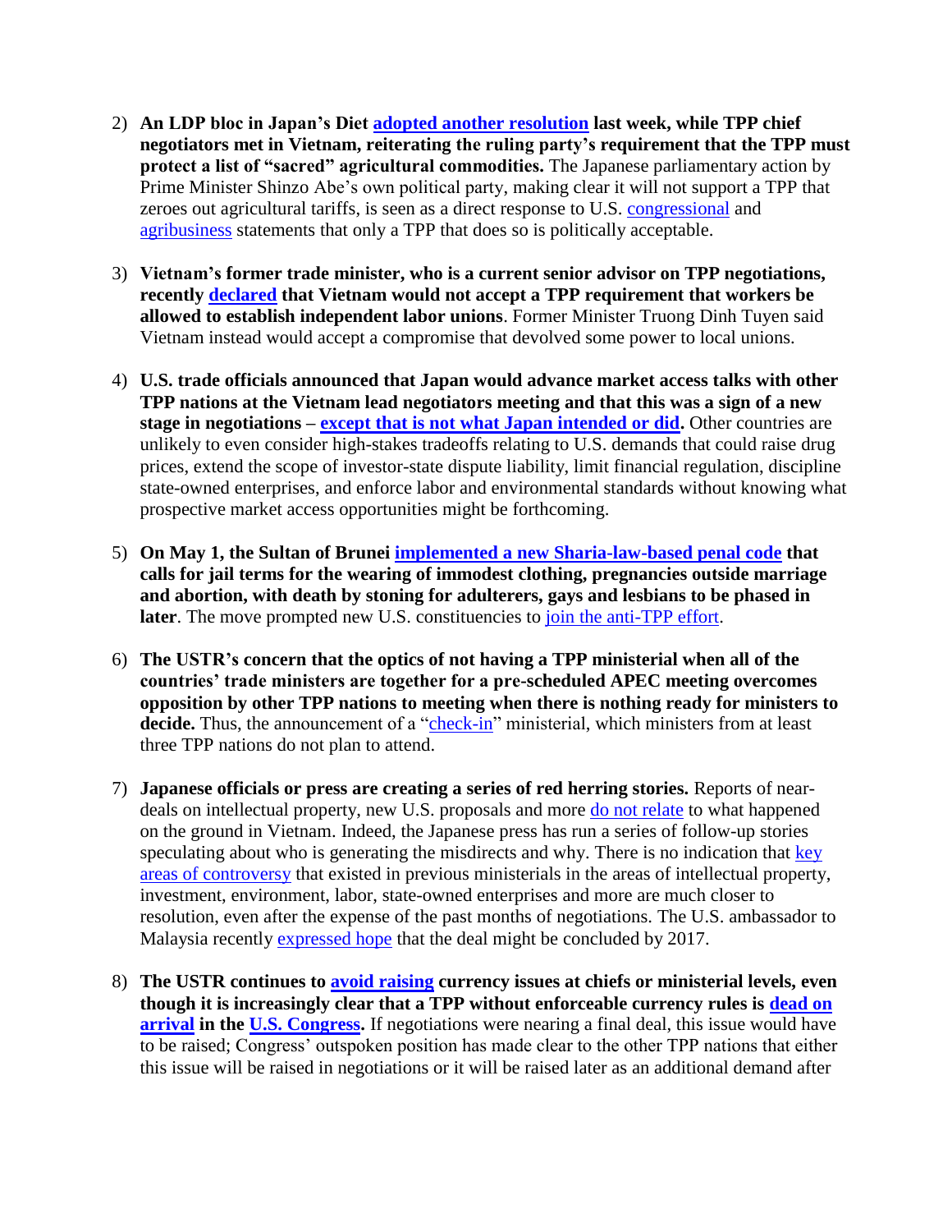2) **An LDP bloc in Japan's Diet adopted another resolution last week, while TPP chief negotiators met in Vietnam, reiterating the ruling party's requirement that the TPP must protect a list of "sacred" agricultural commodities.** The Japanese parliamentary action by Prime Minister Shinzo Abe's own political party, making clear it will not support a TPP that zeroes out agricultural tariffs, is seen as a direct response to U.S. congressional and agribusiness statements that only a TPP that does so is politically acceptable.

3) **Vietnam's former trade minister, who is a current senior advisor on TPP negotiations, recently declared that Vietnam would not accept a TPP requirement that workers be allowed to establish independent labor unions**. Former Minister Truong Dinh Tuyen said Vietnam instead would accept a compromise that devolved some power to local unions.

4) **U.S. trade officials announced that Japan would advance market access talks with other TPP nations at the Vietnam lead negotiators meeting and that this was a sign of a new stage in negotiations – except that is not what Japan intended or did.** Other countries are unlikely to even consider high-stakes tradeoffs relating to U.S. demands that could raise drug prices, extend the scope of investor-state dispute liability, limit financial regulation, discipline state-owned enterprises, and enforce labor and environmental standards without knowing what prospective market access opportunities might be forthcoming.

5) **On May 1, the Sultan of Brunei implemented a new Sharia-law-based penal code that calls for jail terms for the wearing of immodest clothing, pregnancies outside marriage and abortion, with death by stoning for adulterers, gays and lesbians to be phased in later**. The move prompted new U.S. constituencies to join the anti-TPP effort.

6) **The USTR's concern that the optics of not having a TPP ministerial when all of the countries' trade ministers are together for a pre-scheduled APEC meeting overcomes opposition by other TPP nations to meeting when there is nothing ready for ministers to decide.** Thus, the announcement of a "check-in" ministerial, which ministers from at least three TPP nations do not plan to attend.

7) **Japanese officials or press are creating a series of red herring stories.** Reports of near-deals on intellectual property, new U.S. proposals and more do not relate to what happened on the ground in Vietnam. Indeed, the Japanese press has run a series of follow-up stories speculating about who is generating the misdirects and why. There is no indication that key areas of controversy that existed in previous ministerials in the areas of intellectual property, investment, environment, labor, state-owned enterprises and more are much closer to resolution, even after the expense of the past months of negotiations. The U.S. ambassador to Malaysia recently expressed hope that the deal might be concluded by 2017.

8) **The USTR continues to avoid raising currency issues at chiefs or ministerial levels, even though it is increasingly clear that a TPP without enforceable currency rules is dead on arrival in the U.S. Congress.** If negotiations were nearing a final deal, this issue would have to be raised; Congress' outspoken position has made clear to the other TPP nations that either this issue will be raised in negotiations or it will be raised later as an additional demand after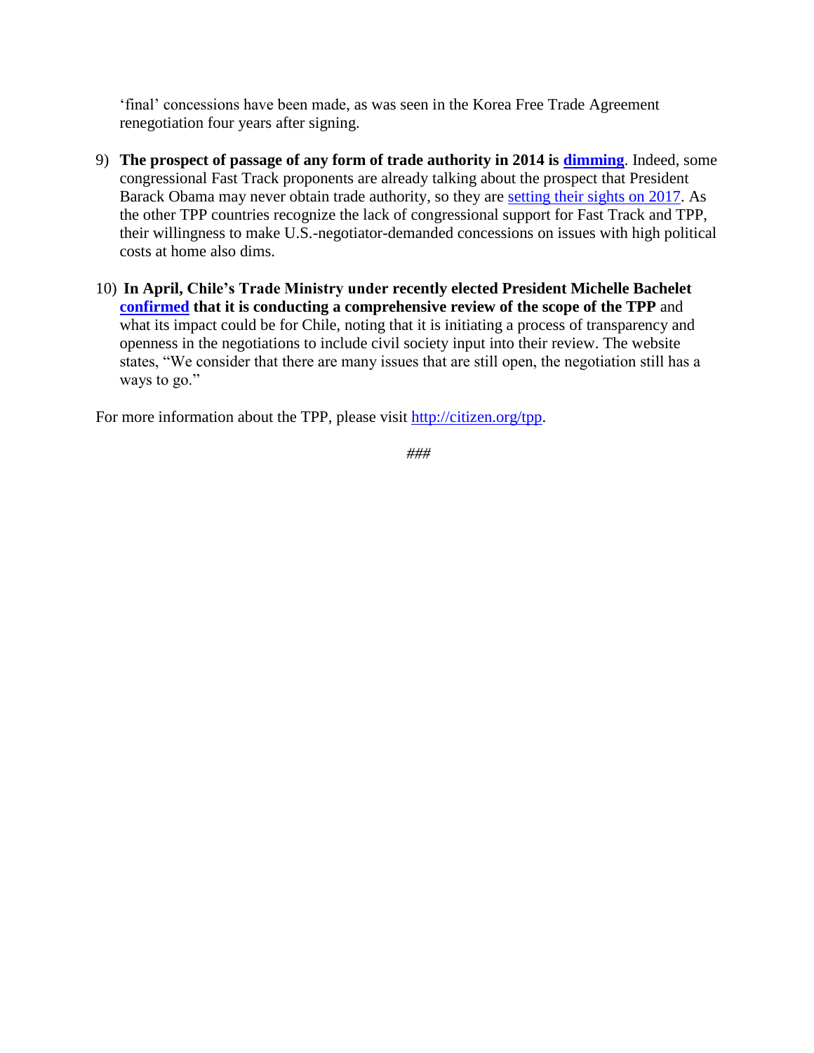'final' concessions have been made, as was seen in the Korea Free Trade Agreement renegotiation four years after signing.

9) **The prospect of passage of any form of trade authority in 2014 is dimming**. Indeed, some congressional Fast Track proponents are already talking about the prospect that President Barack Obama may never obtain trade authority, so they are setting their sights on 2017. As the other TPP countries recognize the lack of congressional support for Fast Track and TPP, their willingness to make U.S.-negotiator-demanded concessions on issues with high political costs at home also dims.

10) **In April, Chile's Trade Ministry under recently elected President Michelle Bachelet confirmed that it is conducting a comprehensive review of the scope of the TPP** and what its impact could be for Chile, noting that it is initiating a process of transparency and openness in the negotiations to include civil society input into their review. The website states, "We consider that there are many issues that are still open, the negotiation still has a ways to go."

For more information about the TPP, please visit http://citizen.org/tpp.

###